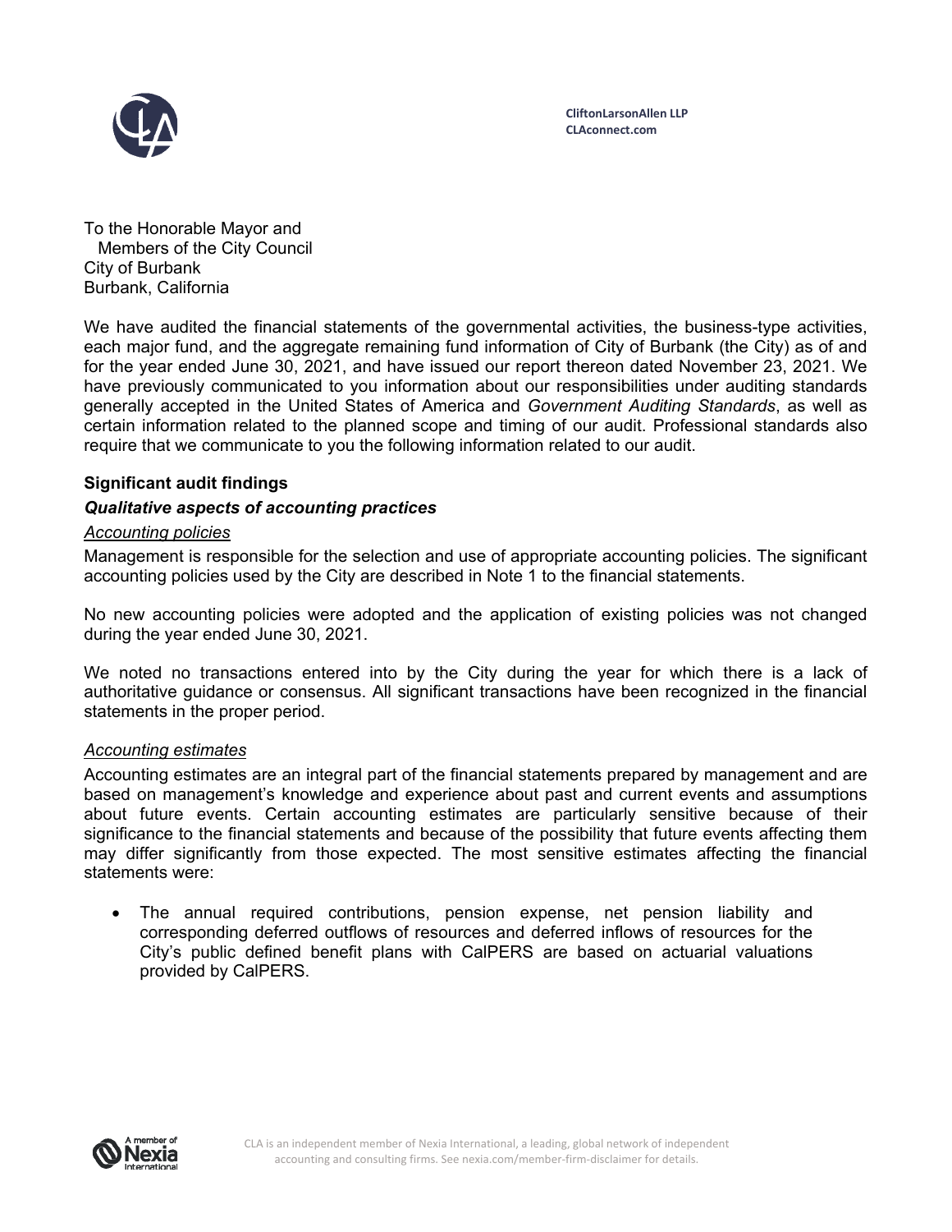CliftonLarsonAllen LLP
CLAconnect.com

To the Honorable Mayor and
Members of the City Council
City of Burbank
Burbank, California

We have audited the financial statements of the governmental activities, the business-type activities, each major fund, and the aggregate remaining fund information of City of Burbank (the City) as of and for the year ended June 30, 2021, and have issued our report thereon dated November 23, 2021. We have previously communicated to you information about our responsibilities under auditing standards generally accepted in the United States of America and *Government Auditing Standards*, as well as certain information related to the planned scope and timing of our audit. Professional standards also require that we communicate to you the following information related to our audit.

## Significant audit findings

### *Qualitative aspects of accounting practices*

#### Accounting policies

Management is responsible for the selection and use of appropriate accounting policies. The significant accounting policies used by the City are described in Note 1 to the financial statements.

No new accounting policies were adopted and the application of existing policies was not changed during the year ended June 30, 2021.

We noted no transactions entered into by the City during the year for which there is a lack of authoritative guidance or consensus. All significant transactions have been recognized in the financial statements in the proper period.

#### Accounting estimates

Accounting estimates are an integral part of the financial statements prepared by management and are based on management's knowledge and experience about past and current events and assumptions about future events. Certain accounting estimates are particularly sensitive because of their significance to the financial statements and because of the possibility that future events affecting them may differ significantly from those expected. The most sensitive estimates affecting the financial statements were:

- The annual required contributions, pension expense, net pension liability and corresponding deferred outflows of resources and deferred inflows of resources for the City's public defined benefit plans with CalPERS are based on actuarial valuations provided by CalPERS.

CLA is an independent member of Nexia International, a leading, global network of independent accounting and consulting firms. See nexia.com/member-firm-disclaimer for details.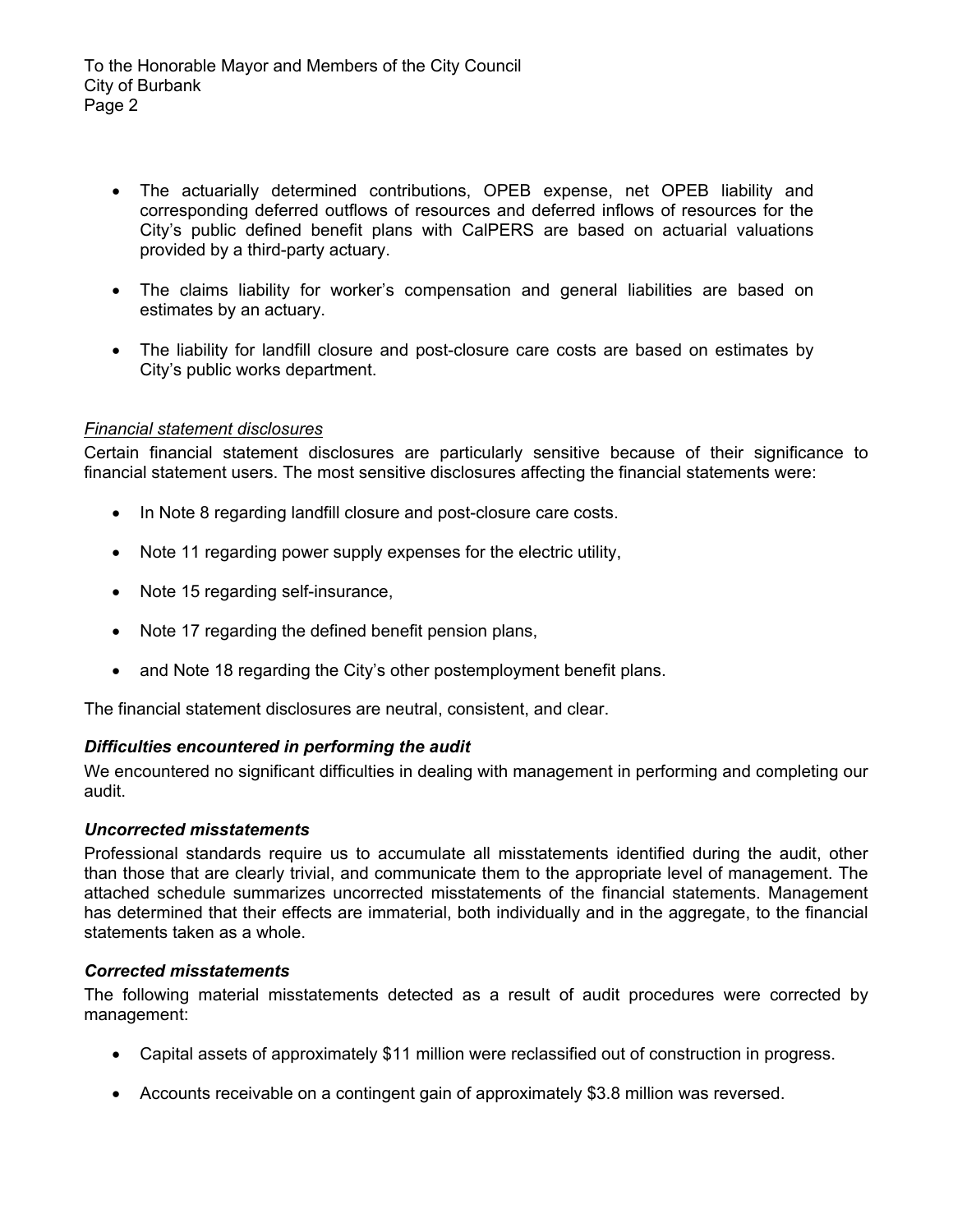- The actuarially determined contributions, OPEB expense, net OPEB liability and corresponding deferred outflows of resources and deferred inflows of resources for the City's public defined benefit plans with CalPERS are based on actuarial valuations provided by a third-party actuary.

- The claims liability for worker's compensation and general liabilities are based on estimates by an actuary.

- The liability for landfill closure and post-closure care costs are based on estimates by City's public works department.

*Financial statement disclosures*

Certain financial statement disclosures are particularly sensitive because of their significance to financial statement users. The most sensitive disclosures affecting the financial statements were:

- In Note 8 regarding landfill closure and post-closure care costs.

- Note 11 regarding power supply expenses for the electric utility,

- Note 15 regarding self-insurance,

- Note 17 regarding the defined benefit pension plans,

- and Note 18 regarding the City's other postemployment benefit plans.

The financial statement disclosures are neutral, consistent, and clear.

***Difficulties encountered in performing the audit***

We encountered no significant difficulties in dealing with management in performing and completing our audit.

***Uncorrected misstatements***

Professional standards require us to accumulate all misstatements identified during the audit, other than those that are clearly trivial, and communicate them to the appropriate level of management. The attached schedule summarizes uncorrected misstatements of the financial statements. Management has determined that their effects are immaterial, both individually and in the aggregate, to the financial statements taken as a whole.

***Corrected misstatements***

The following material misstatements detected as a result of audit procedures were corrected by management:

- Capital assets of approximately $11 million were reclassified out of construction in progress.

- Accounts receivable on a contingent gain of approximately $3.8 million was reversed.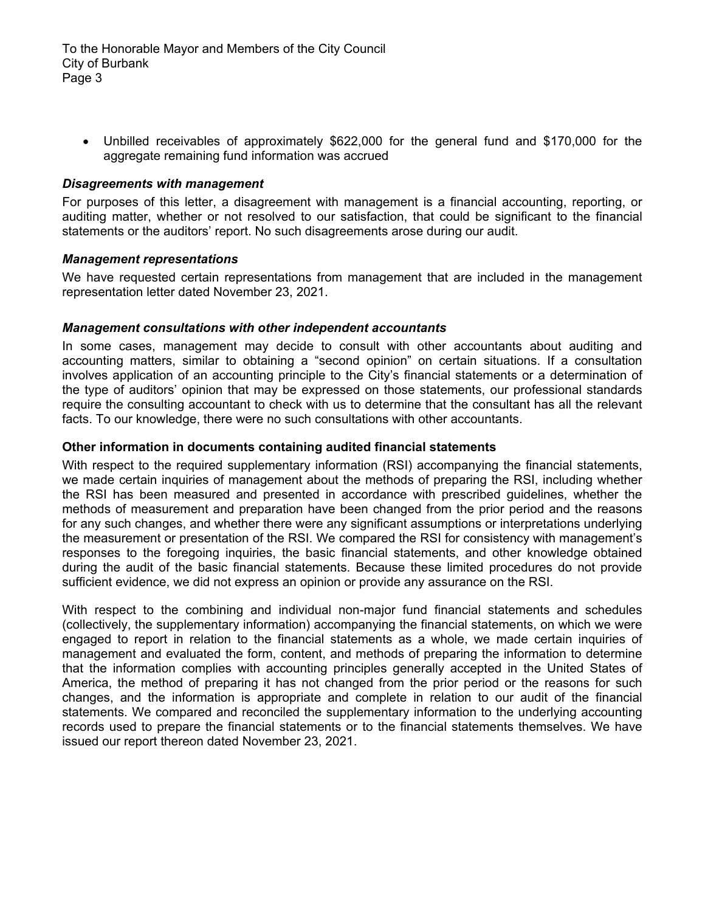- Unbilled receivables of approximately $622,000 for the general fund and $170,000 for the aggregate remaining fund information was accrued

***Disagreements with management***

For purposes of this letter, a disagreement with management is a financial accounting, reporting, or auditing matter, whether or not resolved to our satisfaction, that could be significant to the financial statements or the auditors' report. No such disagreements arose during our audit.

***Management representations***

We have requested certain representations from management that are included in the management representation letter dated November 23, 2021.

***Management consultations with other independent accountants***

In some cases, management may decide to consult with other accountants about auditing and accounting matters, similar to obtaining a "second opinion" on certain situations. If a consultation involves application of an accounting principle to the City's financial statements or a determination of the type of auditors' opinion that may be expressed on those statements, our professional standards require the consulting accountant to check with us to determine that the consultant has all the relevant facts. To our knowledge, there were no such consultations with other accountants.

**Other information in documents containing audited financial statements**

With respect to the required supplementary information (RSI) accompanying the financial statements, we made certain inquiries of management about the methods of preparing the RSI, including whether the RSI has been measured and presented in accordance with prescribed guidelines, whether the methods of measurement and preparation have been changed from the prior period and the reasons for any such changes, and whether there were any significant assumptions or interpretations underlying the measurement or presentation of the RSI. We compared the RSI for consistency with management's responses to the foregoing inquiries, the basic financial statements, and other knowledge obtained during the audit of the basic financial statements. Because these limited procedures do not provide sufficient evidence, we did not express an opinion or provide any assurance on the RSI.

With respect to the combining and individual non-major fund financial statements and schedules (collectively, the supplementary information) accompanying the financial statements, on which we were engaged to report in relation to the financial statements as a whole, we made certain inquiries of management and evaluated the form, content, and methods of preparing the information to determine that the information complies with accounting principles generally accepted in the United States of America, the method of preparing it has not changed from the prior period or the reasons for such changes, and the information is appropriate and complete in relation to our audit of the financial statements. We compared and reconciled the supplementary information to the underlying accounting records used to prepare the financial statements or to the financial statements themselves. We have issued our report thereon dated November 23, 2021.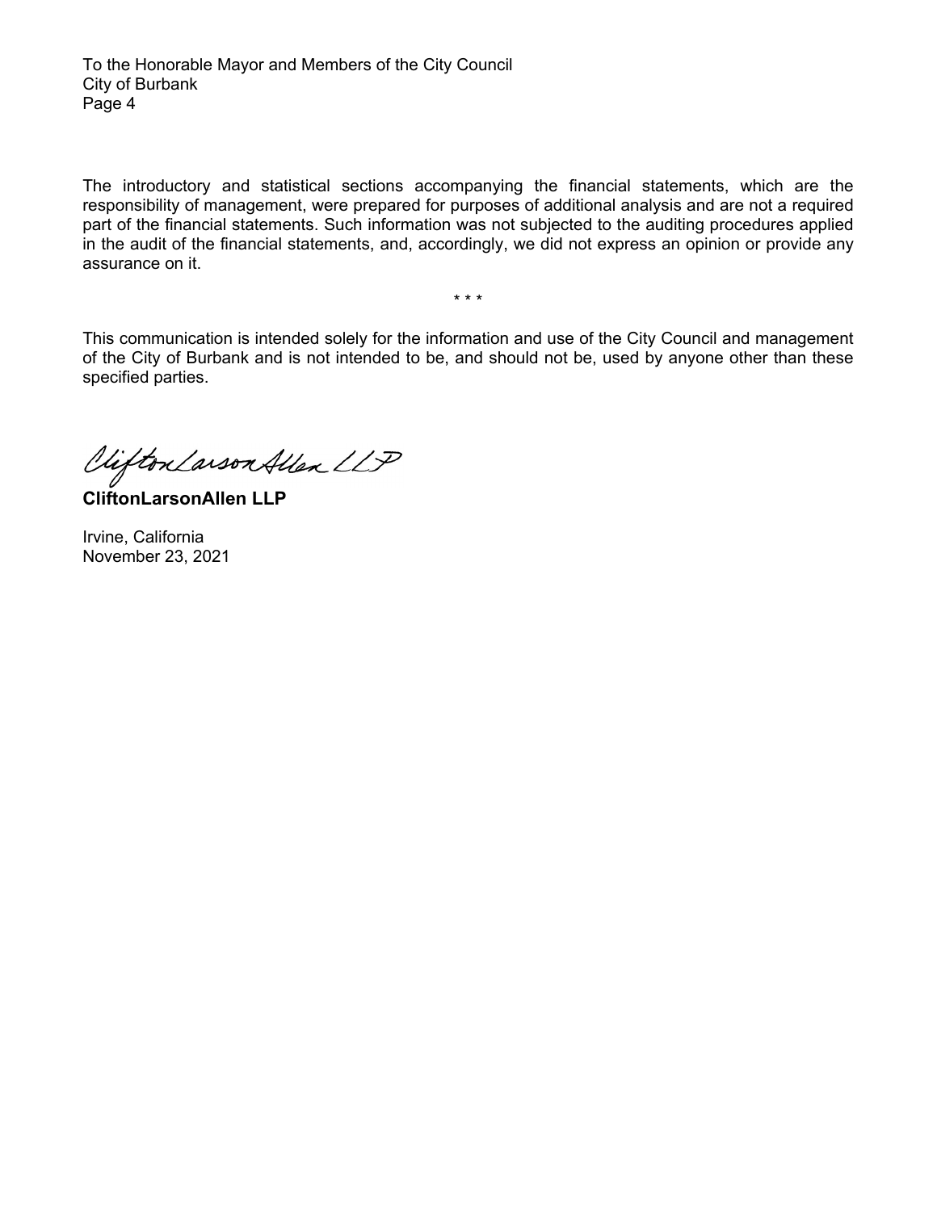To the Honorable Mayor and Members of the City Council
City of Burbank

The introductory and statistical sections accompanying the financial statements, which are the responsibility of management, were prepared for purposes of additional analysis and are not a required part of the financial statements. Such information was not subjected to the auditing procedures applied in the audit of the financial statements, and, accordingly, we did not express an opinion or provide any assurance on it.

\* \* \*

This communication is intended solely for the information and use of the City Council and management of the City of Burbank and is not intended to be, and should not be, used by anyone other than these specified parties.

CliftonLarsonAllen LLP

**CliftonLarsonAllen LLP**

Irvine, California
November 23, 2021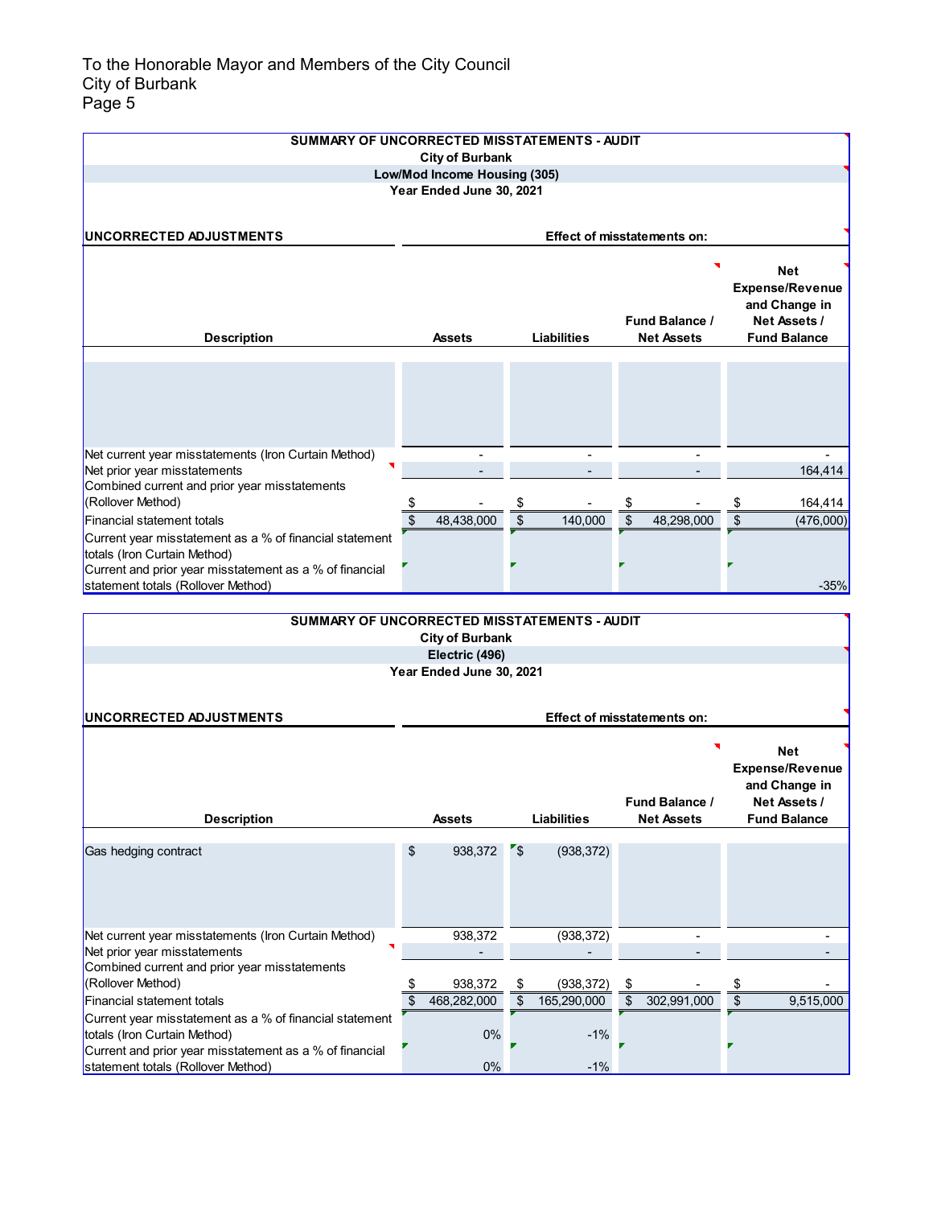To the Honorable Mayor and Members of the City Council
City of Burbank
Page 5

**SUMMARY OF UNCORRECTED MISSTATEMENTS - AUDIT**
**City of Burbank**
**Low/Mod Income Housing (305)**
**Year Ended June 30, 2021**

| UNCORRECTED ADJUSTMENTS | Effect of misstatements on: | | | |
|---|---|---|---|---|
| **Description** | **Assets** | **Liabilities** | **Fund Balance / Net Assets** | **Net Expense/Revenue and Change in Net Assets / Fund Balance** |
| Net current year misstatements (Iron Curtain Method) | - | - | - | - |
| Net prior year misstatements | - | - | - | 164,414 |
| Combined current and prior year misstatements (Rollover Method) | $ - | $ - | $ - | $ 164,414 |
| Financial statement totals | $ 48,438,000 | $ 140,000 | $ 48,298,000 | $ (476,000) |
| Current year misstatement as a % of financial statement totals (Iron Curtain Method) | | | | |
| Current and prior year misstatement as a % of financial statement totals (Rollover Method) | | | | -35% |

**SUMMARY OF UNCORRECTED MISSTATEMENTS - AUDIT**
**City of Burbank**
**Electric (496)**
**Year Ended June 30, 2021**

| UNCORRECTED ADJUSTMENTS | Effect of misstatements on: | | | |
|---|---|---|---|---|
| **Description** | **Assets** | **Liabilities** | **Fund Balance / Net Assets** | **Net Expense/Revenue and Change in Net Assets / Fund Balance** |
| Gas hedging contract | $ 938,372 | $ (938,372) | | |
| Net current year misstatements (Iron Curtain Method) | 938,372 | (938,372) | - | - |
| Net prior year misstatements | - | - | - | - |
| Combined current and prior year misstatements (Rollover Method) | $ 938,372 | $ (938,372) | $ - | $ - |
| Financial statement totals | $ 468,282,000 | $ 165,290,000 | $ 302,991,000 | $ 9,515,000 |
| Current year misstatement as a % of financial statement totals (Iron Curtain Method) | 0% | -1% | | |
| Current and prior year misstatement as a % of financial statement totals (Rollover Method) | 0% | -1% | | |